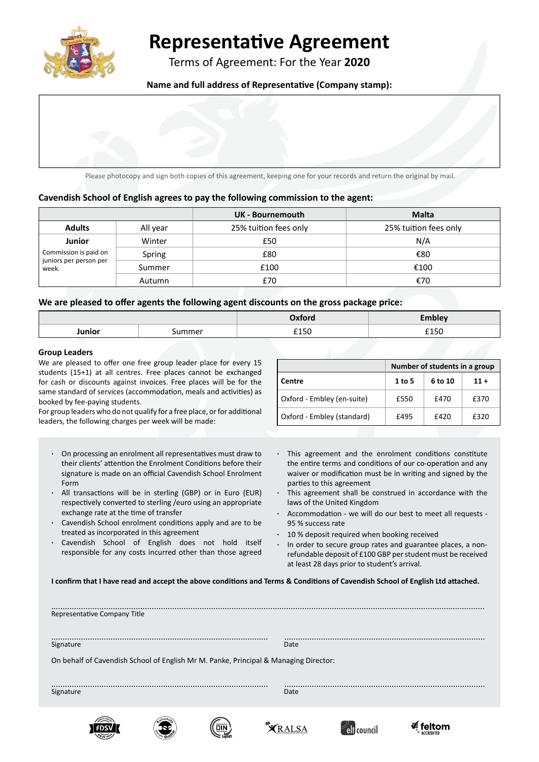# Representative Agreement

Terms of Agreement: For the Year **2020**

**Name and full address of Representative (Company stamp):**

Please photocopy and sign both copies of this agreement, keeping one for your records and return the original by mail.

### Cavendish School of English agrees to pay the following commission to the agent:

| | | UK - Bournemouth | Malta |
|---|---|---|---|
| **Adults** | All year | 25% tuition fees only | 25% tuition fees only |
| **Junior** | Winter | £50 | N/A |
| Commission is paid on juniors per person per week. | Spring | £80 | €80 |
| | Summer | £100 | €100 |
| | Autumn | £70 | €70 |

### We are pleased to offer agents the following agent discounts on the gross package price:

| | | Oxford | Embley |
|---|---|---|---|
| **Junior** | Summer | £150 | £150 |

**Group Leaders**

We are pleased to offer one free group leader place for every 15 students (15+1) at all centres. Free places cannot be exchanged for cash or discounts against invoices. Free places will be for the same standard of services (accommodation, meals and activities) as booked by fee-paying students.

For group leaders who do not qualify for a free place, or for additional leaders, the following charges per week will be made:

| | Number of students in a group | | |
|---|---|---|---|
| **Centre** | **1 to 5** | **6 to 10** | **11 +** |
| Oxford - Embley (en-suite) | £550 | £470 | £370 |
| Oxford - Embley (standard) | £495 | £420 | £320 |

- On processing an enrolment all representatives must draw to their clients' attention the Enrolment Conditions before their signature is made on an official Cavendish School Enrolment Form
- All transactions will be in sterling (GBP) or in Euro (EUR) respectively converted to sterling /euro using an appropriate exchange rate at the time of transfer
- Cavendish School enrolment conditions apply and are to be treated as incorporated in this agreement
- Cavendish School of English does not hold itself responsible for any costs incurred other than those agreed
- This agreement and the enrolment conditions constitute the entire terms and conditions of our co-operation and any waiver or modification must be in writing and signed by the parties to this agreement
- This agreement shall be construed in accordance with the laws of the United Kingdom
- Accommodation - we will do our best to meet all requests - 95 % success rate
- 10 % deposit required when booking received
- In order to secure group rates and guarantee places, a non-refundable deposit of £100 GBP per student must be received at least 28 days prior to student's arrival.

**I confirm that I have read and accept the above conditions and Terms & Conditions of Cavendish School of English Ltd attached.**

..............................................................................................................................................
Representative Company Title

.............................................................................................. ..............................................................................................
Signature Date

On behalf of Cavendish School of English Mr M. Panke, Principal & Managing Director:

.............................................................................................. ..............................................................................................
Signature Date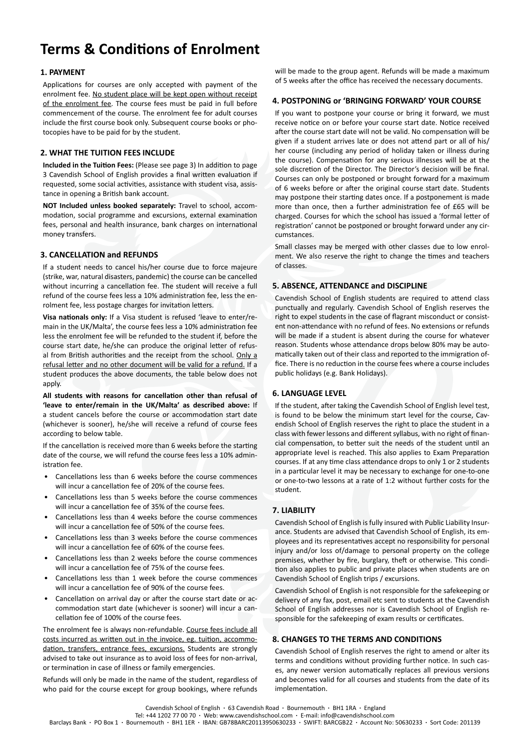# Terms & Conditions of Enrolment

### 1. PAYMENT

Applications for courses are only accepted with payment of the enrolment fee. No student place will be kept open without receipt of the enrolment fee. The course fees must be paid in full before commencement of the course. The enrolment fee for adult courses include the first course book only. Subsequent course books or photocopies have to be paid for by the student.

### 2. WHAT THE TUITION FEES INCLUDE

**Included in the Tuition Fees:** (Please see page 3) In addition to page 3 Cavendish School of English provides a final written evaluation if requested, some social activities, assistance with student visa, assistance in opening a British bank account.

**NOT Included unless booked separately:** Travel to school, accommodation, social programme and excursions, external examination fees, personal and health insurance, bank charges on international money transfers.

### 3. CANCELLATION and REFUNDS

If a student needs to cancel his/her course due to force majeure (strike, war, natural disasters, pandemic) the course can be cancelled without incurring a cancellation fee. The student will receive a full refund of the course fees less a 10% administration fee, less the enrolment fee, less postage charges for invitation letters.

**Visa nationals only:** If a Visa student is refused 'leave to enter/remain in the UK/Malta', the course fees less a 10% administration fee less the enrolment fee will be refunded to the student if, before the course start date, he/she can produce the original letter of refusal from British authorities and the receipt from the school. Only a refusal letter and no other document will be valid for a refund. If a student produces the above documents, the table below does not apply.

**All students with reasons for cancellation other than refusal of 'leave to enter/remain in the UK/Malta' as described above:** If a student cancels before the course or accommodation start date (whichever is sooner), he/she will receive a refund of course fees according to below table.

If the cancellation is received more than 6 weeks before the starting date of the course, we will refund the course fees less a 10% administration fee.

- Cancellations less than 6 weeks before the course commences will incur a cancellation fee of 20% of the course fees.
- Cancellations less than 5 weeks before the course commences will incur a cancellation fee of 35% of the course fees.
- Cancellations less than 4 weeks before the course commences will incur a cancellation fee of 50% of the course fees.
- Cancellations less than 3 weeks before the course commences will incur a cancellation fee of 60% of the course fees.
- Cancellations less than 2 weeks before the course commences will incur a cancellation fee of 75% of the course fees.
- Cancellations less than 1 week before the course commences will incur a cancellation fee of 90% of the course fees.
- Cancellation on arrival day or after the course start date or accommodation start date (whichever is sooner) will incur a cancellation fee of 100% of the course fees.

The enrolment fee is always non-refundable. Course fees include all costs incurred as written out in the invoice, eg. tuition, accommodation, transfers, entrance fees, excursions. Students are strongly advised to take out insurance as to avoid loss of fees for non-arrival, or termination in case of illness or family emergencies.

Refunds will only be made in the name of the student, regardless of who paid for the course except for group bookings, where refunds will be made to the group agent. Refunds will be made a maximum of 5 weeks after the office has received the necessary documents.

### 4. POSTPONING or 'BRINGING FORWARD' YOUR COURSE

If you want to postpone your course or bring it forward, we must receive notice on or before your course start date. Notice received after the course start date will not be valid. No compensation will be given if a student arrives late or does not attend part or all of his/her course (including any period of holiday taken or illness during the course). Compensation for any serious illnesses will be at the sole discretion of the Director. The Director's decision will be final. Courses can only be postponed or brought forward for a maximum of 6 weeks before or after the original course start date. Students may postpone their starting dates once. If a postponement is made more than once, then a further administration fee of £65 will be charged. Courses for which the school has issued a 'formal letter of registration' cannot be postponed or brought forward under any circumstances.

Small classes may be merged with other classes due to low enrolment. We also reserve the right to change the times and teachers of classes.

### 5. ABSENCE, ATTENDANCE and DISCIPLINE

Cavendish School of English students are required to attend class punctually and regularly. Cavendish School of English reserves the right to expel students in the case of flagrant misconduct or consistent non-attendance with no refund of fees. No extensions or refunds will be made if a student is absent during the course for whatever reason. Students whose attendance drops below 80% may be automatically taken out of their class and reported to the immigration office. There is no reduction in the course fees where a course includes public holidays (e.g. Bank Holidays).

### 6. LANGUAGE LEVEL

If the student, after taking the Cavendish School of English level test, is found to be below the minimum start level for the course, Cavendish School of English reserves the right to place the student in a class with fewer lessons and different syllabus, with no right of financial compensation, to better suit the needs of the student until an appropriate level is reached. This also applies to Exam Preparation courses. If at any time class attendance drops to only 1 or 2 students in a particular level it may be necessary to exchange for one-to-one or one-to-two lessons at a rate of 1:2 without further costs for the student.

### 7. LIABILITY

Cavendish School of English is fully insured with Public Liability Insurance. Students are advised that Cavendish School of English, its employees and its representatives accept no responsibility for personal injury and/or loss of/damage to personal property on the college premises, whether by fire, burglary, theft or otherwise. This condition also applies to public and private places when students are on Cavendish School of English trips / excursions.

Cavendish School of English is not responsible for the safekeeping or delivery of any fax, post, email etc sent to students at the Cavendish School of English addresses nor is Cavendish School of English responsible for the safekeeping of exam results or certificates.

### 8. CHANGES TO THE TERMS AND CONDITIONS

Cavendish School of English reserves the right to amend or alter its terms and conditions without providing further notice. In such cases, any newer version automatically replaces all previous versions and becomes valid for all courses and students from the date of its implementation.

Cavendish School of English · 63 Cavendish Road · Bournemouth · BH1 1RA · England
Tel: +44 1202 77 00 70 · Web: www.cavendishschool.com · E-mail: info@cavendishschool.com
Barclays Bank · PO Box 1 · Bournemouth · BH1 1ER · IBAN: GB78BARC20113950630233 · SWIFT: BARCGB22 · Account No: 50630233 · Sort Code: 201139